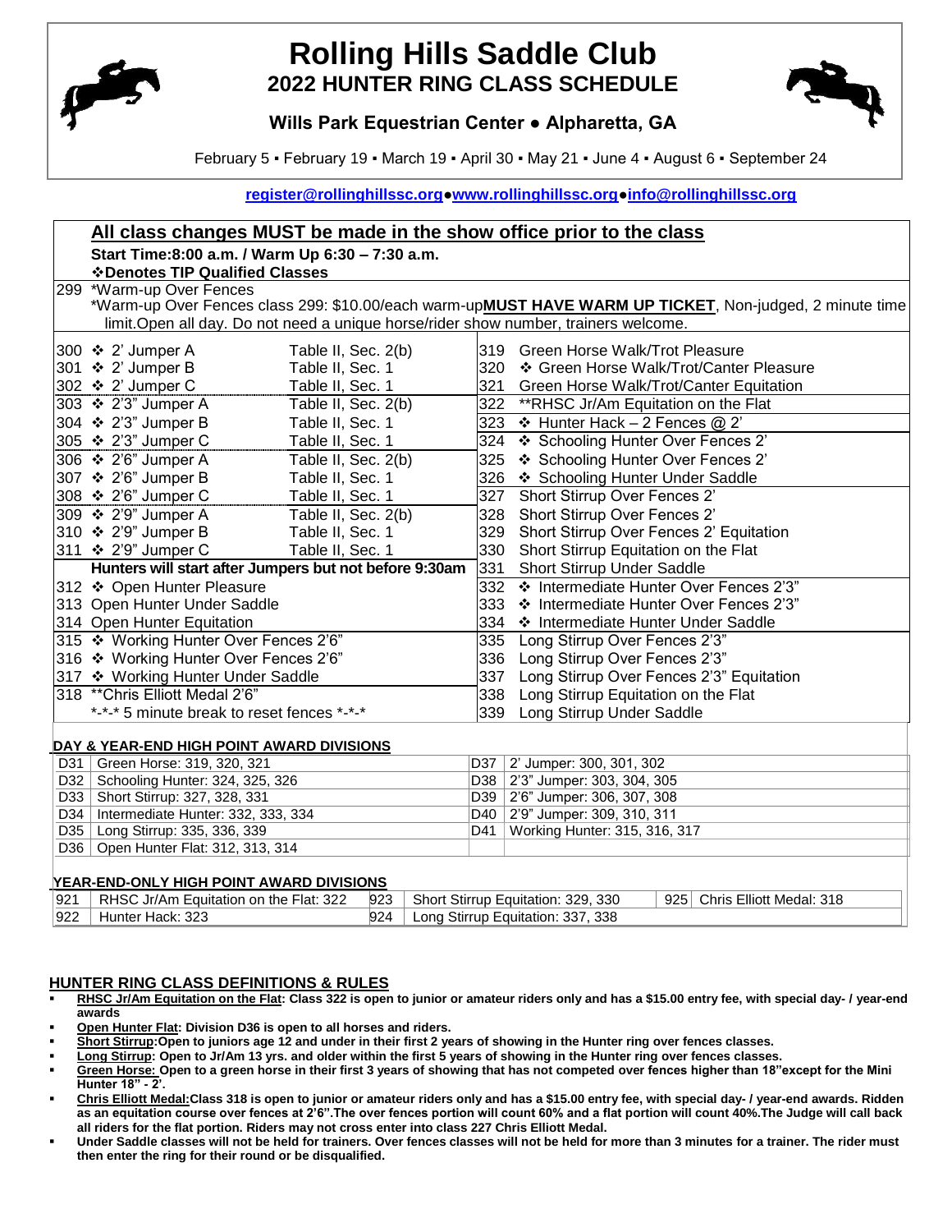# Rolling Hills Saddle Club

## 2022 HUNTER RING CLASS SCHEDULE

### Wills Park Equestrian Center ● Alpharetta, GA

February 5 ▪ February 19 ▪ March 19 ▪ April 30 ▪ May 21 ▪ June 4 ▪ August 6 ▪ September 24

register@rollinghillssc.org●www.rollinghillssc.org●info@rollinghillssc.org

## All class changes MUST be made in the show office prior to the class

**Start Time:8:00 a.m. / Warm Up 6:30 – 7:30 a.m.**

**❖Denotes TIP Qualified Classes**

299 *Warm-up Over Fences

*Warm-up Over Fences class 299: $10.00/each warm-up**MUST HAVE WARM UP TICKET**, Non-judged, 2 minute time limit.Open all day. Do not need a unique horse/rider show number, trainers welcome.

| Class | | Table |
|---|---|---|
| 300 | ❖ 2' Jumper A | Table II, Sec. 2(b) |
| 301 | ❖ 2' Jumper B | Table II, Sec. 1 |
| 302 | ❖ 2' Jumper C | Table II, Sec. 1 |
| 303 | ❖ 2'3" Jumper A | Table II, Sec. 2(b) |
| 304 | ❖ 2'3" Jumper B | Table II, Sec. 1 |
| 305 | ❖ 2'3" Jumper C | Table II, Sec. 1 |
| 306 | ❖ 2'6" Jumper A | Table II, Sec. 2(b) |
| 307 | ❖ 2'6" Jumper B | Table II, Sec. 1 |
| 308 | ❖ 2'6" Jumper C | Table II, Sec. 1 |
| 309 | ❖ 2'9" Jumper A | Table II, Sec. 2(b) |
| 310 | ❖ 2'9" Jumper B | Table II, Sec. 1 |
| 311 | ❖ 2'9" Jumper C | Table II, Sec. 1 |

**Hunters will start after Jumpers but not before 9:30am**

| Class | |
|---|---|
| 312 | ❖ Open Hunter Pleasure |
| 313 | Open Hunter Under Saddle |
| 314 | Open Hunter Equitation |
| 315 | ❖ Working Hunter Over Fences 2'6" |
| 316 | ❖ Working Hunter Over Fences 2'6" |
| 317 | ❖ Working Hunter Under Saddle |
| 318 | **Chris Elliott Medal 2'6" |

*-*-* 5 minute break to reset fences *-*-*

| Class | |
|---|---|
| 319 | Green Horse Walk/Trot Pleasure |
| 320 | ❖ Green Horse Walk/Trot/Canter Pleasure |
| 321 | Green Horse Walk/Trot/Canter Equitation |
| 322 | **RHSC Jr/Am Equitation on the Flat |
| 323 | ❖ Hunter Hack – 2 Fences @ 2' |
| 324 | ❖ Schooling Hunter Over Fences 2' |
| 325 | ❖ Schooling Hunter Over Fences 2' |
| 326 | ❖ Schooling Hunter Under Saddle |
| 327 | Short Stirrup Over Fences 2' |
| 328 | Short Stirrup Over Fences 2' |
| 329 | Short Stirrup Over Fences 2' Equitation |
| 330 | Short Stirrup Equitation on the Flat |
| 331 | Short Stirrup Under Saddle |
| 332 | ❖ Intermediate Hunter Over Fences 2'3" |
| 333 | ❖ Intermediate Hunter Over Fences 2'3" |
| 334 | ❖ Intermediate Hunter Under Saddle |
| 335 | Long Stirrup Over Fences 2'3" |
| 336 | Long Stirrup Over Fences 2'3" |
| 337 | Long Stirrup Over Fences 2'3" Equitation |
| 338 | Long Stirrup Equitation on the Flat |
| 339 | Long Stirrup Under Saddle |

### DAY & YEAR-END HIGH POINT AWARD DIVISIONS

| | | | |
|---|---|---|---|
| D31 | Green Horse: 319, 320, 321 | D37 | 2' Jumper: 300, 301, 302 |
| D32 | Schooling Hunter: 324, 325, 326 | D38 | 2'3" Jumper: 303, 304, 305 |
| D33 | Short Stirrup: 327, 328, 331 | D39 | 2'6" Jumper: 306, 307, 308 |
| D34 | Intermediate Hunter: 332, 333, 334 | D40 | 2'9" Jumper: 309, 310, 311 |
| D35 | Long Stirrup: 335, 336, 339 | D41 | Working Hunter: 315, 316, 317 |
| D36 | Open Hunter Flat: 312, 313, 314 | | |

### YEAR-END-ONLY HIGH POINT AWARD DIVISIONS

| | | | | | |
|---|---|---|---|---|---|
| 921 | RHSC Jr/Am Equitation on the Flat: 322 | 923 | Short Stirrup Equitation: 329, 330 | 925 | Chris Elliott Medal: 318 |
| 922 | Hunter Hack: 323 | 924 | Long Stirrup Equitation: 337, 338 | | |

### HUNTER RING CLASS DEFINITIONS & RULES

- **RHSC Jr/Am Equitation on the Flat: Class 322 is open to junior or amateur riders only and has a $15.00 entry fee, with special day- / year-end awards**
- **Open Hunter Flat: Division D36 is open to all horses and riders.**
- **Short Stirrup:Open to juniors age 12 and under in their first 2 years of showing in the Hunter ring over fences classes.**
- **Long Stirrup: Open to Jr/Am 13 yrs. and older within the first 5 years of showing in the Hunter ring over fences classes.**
- **Green Horse: Open to a green horse in their first 3 years of showing that has not competed over fences higher than 18"except for the Mini Hunter 18" - 2'.**
- **Chris Elliott Medal:Class 318 is open to junior or amateur riders only and has a $15.00 entry fee, with special day- / year-end awards. Ridden as an equitation course over fences at 2'6".The over fences portion will count 60% and a flat portion will count 40%.The Judge will call back all riders for the flat portion. Riders may not cross enter into class 227 Chris Elliott Medal.**
- **Under Saddle classes will not be held for trainers. Over fences classes will not be held for more than 3 minutes for a trainer. The rider must then enter the ring for their round or be disqualified.**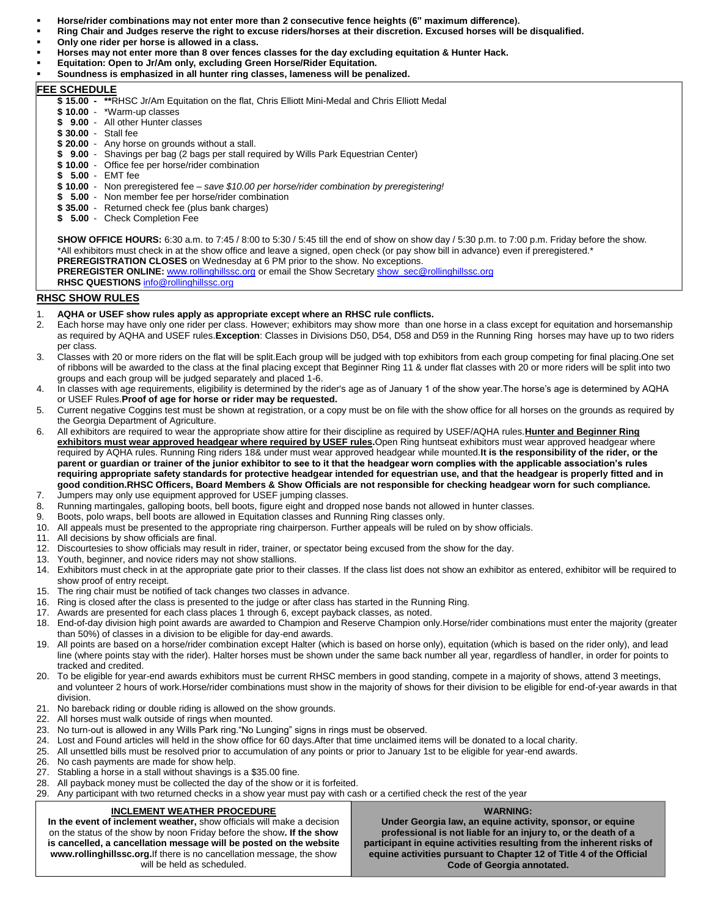- **Horse/rider combinations may not enter more than 2 consecutive fence heights (6" maximum difference).**
- **Ring Chair and Judges reserve the right to excuse riders/horses at their discretion. Excused horses will be disqualified.**
- **Only one rider per horse is allowed in a class.**
- **Horses may not enter more than 8 over fences classes for the day excluding equitation & Hunter Hack.**
- **Equitation: Open to Jr/Am only, excluding Green Horse/Rider Equitation.**
- **Soundness is emphasized in all hunter ring classes, lameness will be penalized.**

## FEE SCHEDULE

**$ 15.00** - **RHSC Jr/Am Equitation on the flat, Chris Elliott Mini-Medal and Chris Elliott Medal
**$ 10.00** - *Warm-up classes
**$ 9.00** - All other Hunter classes
**$ 30.00** - Stall fee
**$ 20.00** - Any horse on grounds without a stall.
**$ 9.00** - Shavings per bag (2 bags per stall required by Wills Park Equestrian Center)
**$ 10.00** - Office fee per horse/rider combination
**$ 5.00** - EMT fee
**$ 10.00** - Non preregistered fee – *save $10.00 per horse/rider combination by preregistering!*
**$ 5.00** - Non member fee per horse/rider combination
**$ 35.00** - Returned check fee (plus bank charges)
**$ 5.00** - Check Completion Fee

**SHOW OFFICE HOURS:** 6:30 a.m. to 7:45 / 8:00 to 5:30 / 5:45 till the end of show on show day / 5:30 p.m. to 7:00 p.m. Friday before the show.
*All exhibitors must check in at the show office and leave a signed, open check (or pay show bill in advance) even if preregistered.*
**PREREGISTRATION CLOSES** on Wednesday at 6 PM prior to the show. No exceptions.
**PREREGISTER ONLINE:** www.rollinghillssc.org or email the Show Secretary show_sec@rollinghillssc.org
**RHSC QUESTIONS** info@rollinghillssc.org

## RHSC SHOW RULES

1. **AQHA or USEF show rules apply as appropriate except where an RHSC rule conflicts.**
2. Each horse may have only one rider per class. However; exhibitors may show more than one horse in a class except for equitation and horsemanship as required by AQHA and USEF rules.**Exception**: Classes in Divisions D50, D54, D58 and D59 in the Running Ring horses may have up to two riders per class.
3. Classes with 20 or more riders on the flat will be split.Each group will be judged with top exhibitors from each group competing for final placing.One set of ribbons will be awarded to the class at the final placing except that Beginner Ring 11 & under flat classes with 20 or more riders will be split into two groups and each group will be judged separately and placed 1-6.
4. In classes with age requirements, eligibility is determined by the rider's age as of January 1 of the show year.The horse's age is determined by AQHA or USEF Rules.**Proof of age for horse or rider may be requested.**
5. Current negative Coggins test must be shown at registration, or a copy must be on file with the show office for all horses on the grounds as required by the Georgia Department of Agriculture.
6. All exhibitors are required to wear the appropriate show attire for their discipline as required by USEF/AQHA rules.**Hunter and Beginner Ring exhibitors must wear approved headgear where required by USEF rules.**Open Ring huntseat exhibitors must wear approved headgear where required by AQHA rules. Running Ring riders 18& under must wear approved headgear while mounted.**It is the responsibility of the rider, or the parent or guardian or trainer of the junior exhibitor to see to it that the headgear worn complies with the applicable association's rules requiring appropriate safety standards for protective headgear intended for equestrian use, and that the headgear is properly fitted and in good condition.RHSC Officers, Board Members & Show Officials are not responsible for checking headgear worn for such compliance.**
7. Jumpers may only use equipment approved for USEF jumping classes.
8. Running martingales, galloping boots, bell boots, figure eight and dropped nose bands not allowed in hunter classes.
9. Boots, polo wraps, bell boots are allowed in Equitation classes and Running Ring classes only.
10. All appeals must be presented to the appropriate ring chairperson. Further appeals will be ruled on by show officials.
11. All decisions by show officials are final.
12. Discourtesies to show officials may result in rider, trainer, or spectator being excused from the show for the day.
13. Youth, beginner, and novice riders may not show stallions.
14. Exhibitors must check in at the appropriate gate prior to their classes. If the class list does not show an exhibitor as entered, exhibitor will be required to show proof of entry receipt.
15. The ring chair must be notified of tack changes two classes in advance.
16. Ring is closed after the class is presented to the judge or after class has started in the Running Ring.
17. Awards are presented for each class places 1 through 6, except payback classes, as noted.
18. End-of-day division high point awards are awarded to Champion and Reserve Champion only.Horse/rider combinations must enter the majority (greater than 50%) of classes in a division to be eligible for day-end awards.
19. All points are based on a horse/rider combination except Halter (which is based on horse only), equitation (which is based on the rider only), and lead line (where points stay with the rider). Halter horses must be shown under the same back number all year, regardless of handler, in order for points to tracked and credited.
20. To be eligible for year-end awards exhibitors must be current RHSC members in good standing, compete in a majority of shows, attend 3 meetings, and volunteer 2 hours of work.Horse/rider combinations must show in the majority of shows for their division to be eligible for end-of-year awards in that division.
21. No bareback riding or double riding is allowed on the show grounds.
22. All horses must walk outside of rings when mounted.
23. No turn-out is allowed in any Wills Park ring."No Lunging" signs in rings must be observed.
24. Lost and Found articles will held in the show office for 60 days.After that time unclaimed items will be donated to a local charity.
25. All unsettled bills must be resolved prior to accumulation of any points or prior to January 1st to be eligible for year-end awards.
26. No cash payments are made for show help.
27. Stabling a horse in a stall without shavings is a $35.00 fine.
28. All payback money must be collected the day of the show or it is forfeited.
29. Any participant with two returned checks in a show year must pay with cash or a certified check the rest of the year

### INCLEMENT WEATHER PROCEDURE

**In the event of inclement weather,** show officials will make a decision on the status of the show by noon Friday before the show**. If the show is cancelled, a cancellation message will be posted on the website www.rollinghillssc.org.**If there is no cancellation message, the show will be held as scheduled.

### WARNING:

**Under Georgia law, an equine activity, sponsor, or equine professional is not liable for an injury to, or the death of a participant in equine activities resulting from the inherent risks of equine activities pursuant to Chapter 12 of Title 4 of the Official Code of Georgia annotated.**